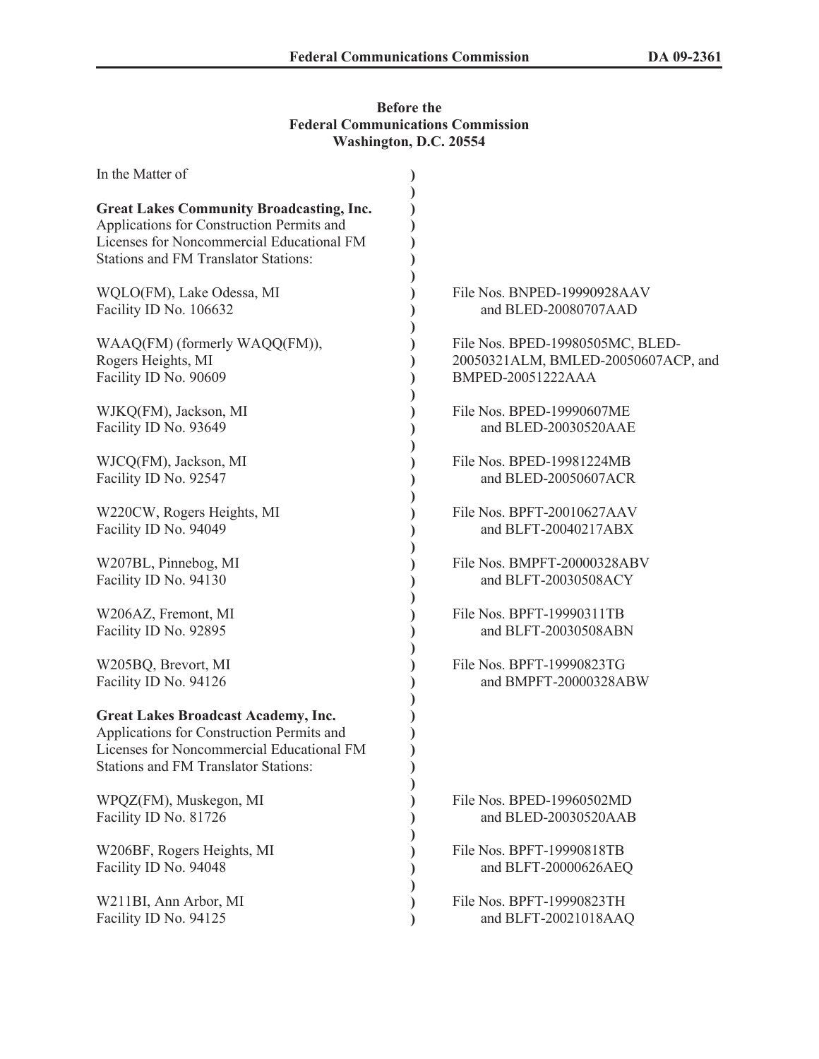**Before the**
**Federal Communications Commission**
**Washington, D.C. 20554**

| In the Matter of | |
|---|---|
| **Great Lakes Community Broadcasting, Inc.** Applications for Construction Permits and Licenses for Noncommercial Educational FM Stations and FM Translator Stations: | |
| WQLO(FM), Lake Odessa, MI Facility ID No. 106632 | File Nos. BNPED-19990928AAV and BLED-20080707AAD |
| WAAQ(FM) (formerly WAQQ(FM)), Rogers Heights, MI Facility ID No. 90609 | File Nos. BPED-19980505MC, BLED-20050321ALM, BMLED-20050607ACP, and BMPED-20051222AAA |
| WJKQ(FM), Jackson, MI Facility ID No. 93649 | File Nos. BPED-19990607ME and BLED-20030520AAE |
| WJCQ(FM), Jackson, MI Facility ID No. 92547 | File Nos. BPED-19981224MB and BLED-20050607ACR |
| W220CW, Rogers Heights, MI Facility ID No. 94049 | File Nos. BPFT-20010627AAV and BLFT-20040217ABX |
| W207BL, Pinnebog, MI Facility ID No. 94130 | File Nos. BMPFT-20000328ABV and BLFT-20030508ACY |
| W206AZ, Fremont, MI Facility ID No. 92895 | File Nos. BPFT-19990311TB and BLFT-20030508ABN |
| W205BQ, Brevort, MI Facility ID No. 94126 | File Nos. BPFT-19990823TG and BMPFT-20000328ABW |
| **Great Lakes Broadcast Academy, Inc.** Applications for Construction Permits and Licenses for Noncommercial Educational FM Stations and FM Translator Stations: | |
| WPQZ(FM), Muskegon, MI Facility ID No. 81726 | File Nos. BPED-19960502MD and BLED-20030520AAB |
| W206BF, Rogers Heights, MI Facility ID No. 94048 | File Nos. BPFT-19990818TB and BLFT-20000626AEQ |
| W211BI, Ann Arbor, MI Facility ID No. 94125 | File Nos. BPFT-19990823TH and BLFT-20021018AAQ |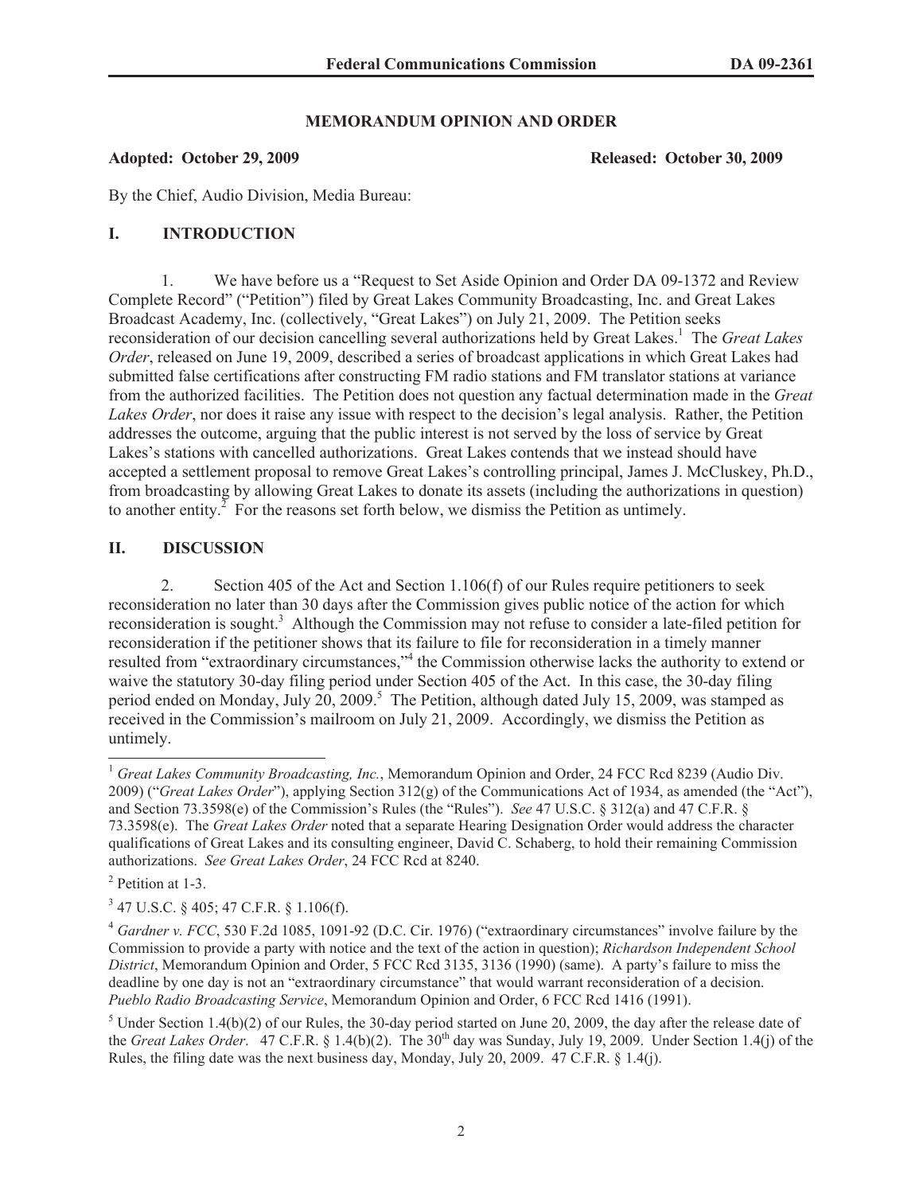## MEMORANDUM OPINION AND ORDER

**Adopted: October 29, 2009** **Released: October 30, 2009**

By the Chief, Audio Division, Media Bureau:

## I. INTRODUCTION

1. We have before us a "Request to Set Aside Opinion and Order DA 09-1372 and Review Complete Record" ("Petition") filed by Great Lakes Community Broadcasting, Inc. and Great Lakes Broadcast Academy, Inc. (collectively, "Great Lakes") on July 21, 2009. The Petition seeks reconsideration of our decision cancelling several authorizations held by Great Lakes.[1] The *Great Lakes Order*, released on June 19, 2009, described a series of broadcast applications in which Great Lakes had submitted false certifications after constructing FM radio stations and FM translator stations at variance from the authorized facilities. The Petition does not question any factual determination made in the *Great Lakes Order*, nor does it raise any issue with respect to the decision's legal analysis. Rather, the Petition addresses the outcome, arguing that the public interest is not served by the loss of service by Great Lakes's stations with cancelled authorizations. Great Lakes contends that we instead should have accepted a settlement proposal to remove Great Lakes's controlling principal, James J. McCluskey, Ph.D., from broadcasting by allowing Great Lakes to donate its assets (including the authorizations in question) to another entity.[2] For the reasons set forth below, we dismiss the Petition as untimely.

## II. DISCUSSION

2. Section 405 of the Act and Section 1.106(f) of our Rules require petitioners to seek reconsideration no later than 30 days after the Commission gives public notice of the action for which reconsideration is sought.[3] Although the Commission may not refuse to consider a late-filed petition for reconsideration if the petitioner shows that its failure to file for reconsideration in a timely manner resulted from "extraordinary circumstances,"[4] the Commission otherwise lacks the authority to extend or waive the statutory 30-day filing period under Section 405 of the Act. In this case, the 30-day filing period ended on Monday, July 20, 2009.[5] The Petition, although dated July 15, 2009, was stamped as received in the Commission's mailroom on July 21, 2009. Accordingly, we dismiss the Petition as untimely.

---

[1] *Great Lakes Community Broadcasting, Inc.*, Memorandum Opinion and Order, 24 FCC Rcd 8239 (Audio Div. 2009) ("*Great Lakes Order*"), applying Section 312(g) of the Communications Act of 1934, as amended (the "Act"), and Section 73.3598(e) of the Commission's Rules (the "Rules"). *See* 47 U.S.C. § 312(a) and 47 C.F.R. § 73.3598(e). The *Great Lakes Order* noted that a separate Hearing Designation Order would address the character qualifications of Great Lakes and its consulting engineer, David C. Schaberg, to hold their remaining Commission authorizations. *See Great Lakes Order*, 24 FCC Rcd at 8240.

[2] Petition at 1-3.

[3] 47 U.S.C. § 405; 47 C.F.R. § 1.106(f).

[4] *Gardner v. FCC*, 530 F.2d 1085, 1091-92 (D.C. Cir. 1976) ("extraordinary circumstances" involve failure by the Commission to provide a party with notice and the text of the action in question); *Richardson Independent School District*, Memorandum Opinion and Order, 5 FCC Rcd 3135, 3136 (1990) (same). A party's failure to miss the deadline by one day is not an "extraordinary circumstance" that would warrant reconsideration of a decision. *Pueblo Radio Broadcasting Service*, Memorandum Opinion and Order, 6 FCC Rcd 1416 (1991).

[5] Under Section 1.4(b)(2) of our Rules, the 30-day period started on June 20, 2009, the day after the release date of the *Great Lakes Order*. 47 C.F.R. § 1.4(b)(2). The 30th day was Sunday, July 19, 2009. Under Section 1.4(j) of the Rules, the filing date was the next business day, Monday, July 20, 2009. 47 C.F.R. § 1.4(j).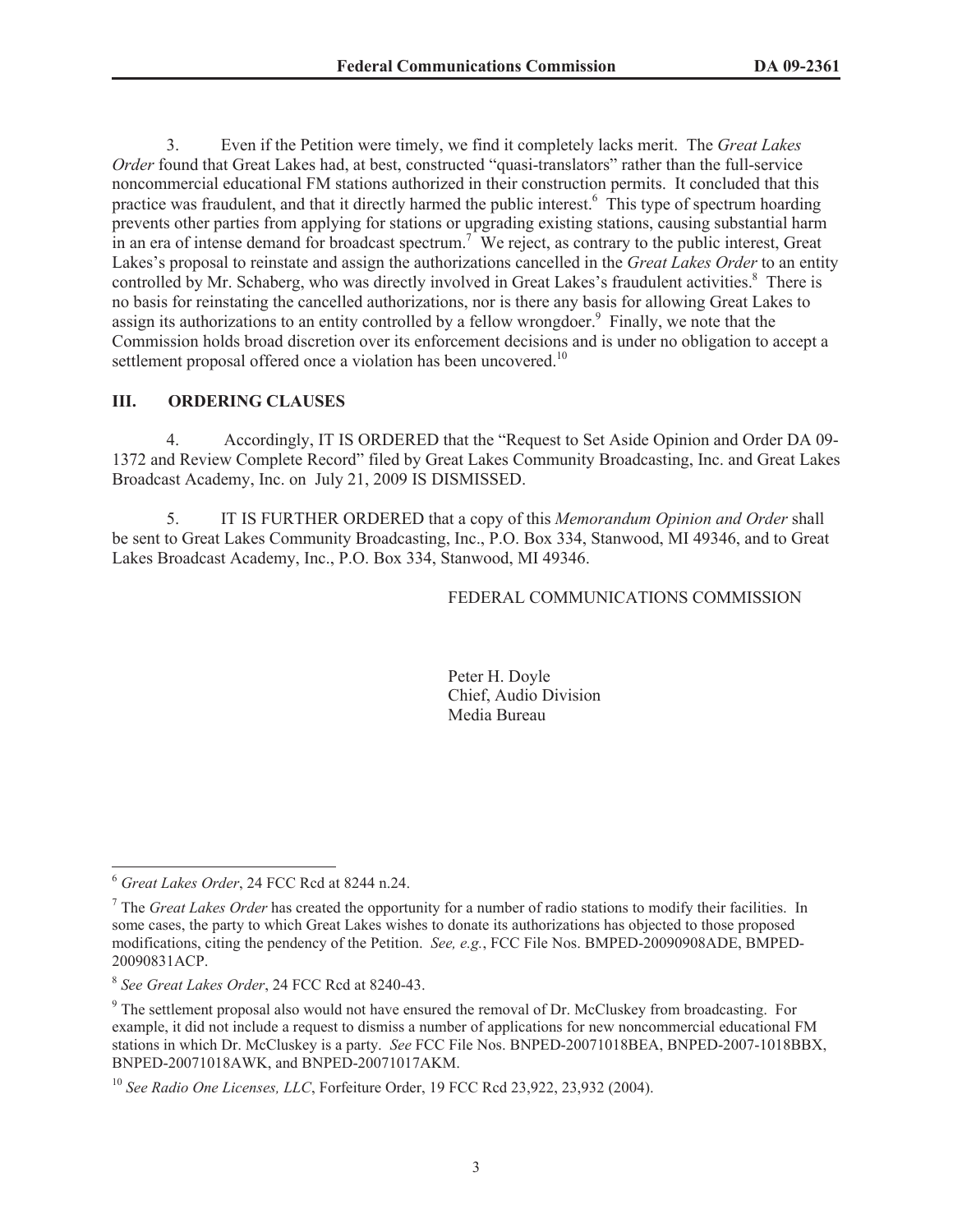3. Even if the Petition were timely, we find it completely lacks merit. The *Great Lakes Order* found that Great Lakes had, at best, constructed "quasi-translators" rather than the full-service noncommercial educational FM stations authorized in their construction permits. It concluded that this practice was fraudulent, and that it directly harmed the public interest.[6] This type of spectrum hoarding prevents other parties from applying for stations or upgrading existing stations, causing substantial harm in an era of intense demand for broadcast spectrum.[7] We reject, as contrary to the public interest, Great Lakes's proposal to reinstate and assign the authorizations cancelled in the *Great Lakes Order* to an entity controlled by Mr. Schaberg, who was directly involved in Great Lakes's fraudulent activities.[8] There is no basis for reinstating the cancelled authorizations, nor is there any basis for allowing Great Lakes to assign its authorizations to an entity controlled by a fellow wrongdoer.[9] Finally, we note that the Commission holds broad discretion over its enforcement decisions and is under no obligation to accept a settlement proposal offered once a violation has been uncovered.[10]

## III. ORDERING CLAUSES

4. Accordingly, IT IS ORDERED that the "Request to Set Aside Opinion and Order DA 09-1372 and Review Complete Record" filed by Great Lakes Community Broadcasting, Inc. and Great Lakes Broadcast Academy, Inc. on July 21, 2009 IS DISMISSED.

5. IT IS FURTHER ORDERED that a copy of this *Memorandum Opinion and Order* shall be sent to Great Lakes Community Broadcasting, Inc., P.O. Box 334, Stanwood, MI 49346, and to Great Lakes Broadcast Academy, Inc., P.O. Box 334, Stanwood, MI 49346.

FEDERAL COMMUNICATIONS COMMISSION

Peter H. Doyle
Chief, Audio Division
Media Bureau

---

[6] *Great Lakes Order*, 24 FCC Rcd at 8244 n.24.

[7] The *Great Lakes Order* has created the opportunity for a number of radio stations to modify their facilities. In some cases, the party to which Great Lakes wishes to donate its authorizations has objected to those proposed modifications, citing the pendency of the Petition. *See, e.g.*, FCC File Nos. BMPED-20090908ADE, BMPED-20090831ACP.

[8] *See Great Lakes Order*, 24 FCC Rcd at 8240-43.

[9] The settlement proposal also would not have ensured the removal of Dr. McCluskey from broadcasting. For example, it did not include a request to dismiss a number of applications for new noncommercial educational FM stations in which Dr. McCluskey is a party. *See* FCC File Nos. BNPED-20071018BEA, BNPED-2007-1018BBX, BNPED-20071018AWK, and BNPED-20071017AKM.

[10] *See Radio One Licenses, LLC*, Forfeiture Order, 19 FCC Rcd 23,922, 23,932 (2004).